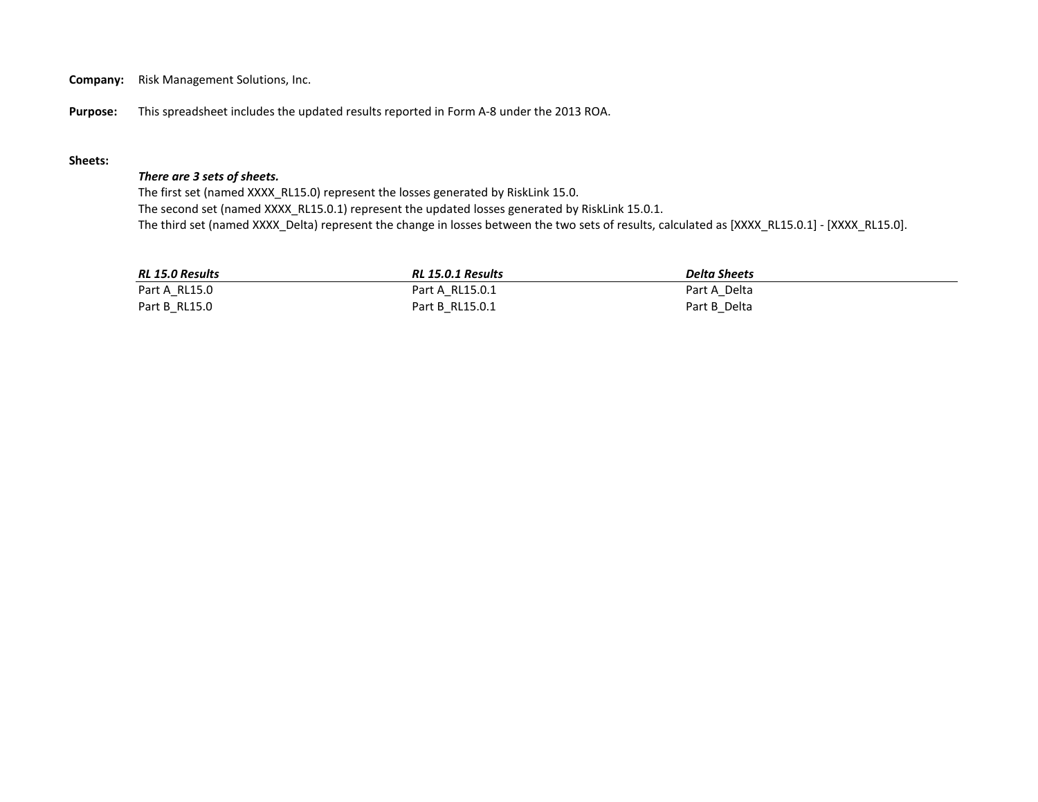**Company:** Risk Management Solutions, Inc.

**Purpose:** This spreadsheet includes the updated results reported in Form A-8 under the 2013 ROA.

**Sheets:**

***There are 3 sets of sheets.***

The first set (named XXXX_RL15.0) represent the losses generated by RiskLink 15.0.

The second set (named XXXX_RL15.0.1) represent the updated losses generated by RiskLink 15.0.1.

The third set (named XXXX_Delta) represent the change in losses between the two sets of results, calculated as [XXXX_RL15.0.1] - [XXXX_RL15.0].

| ***RL 15.0 Results*** | ***RL 15.0.1 Results*** | ***Delta Sheets*** |
|---|---|---|
| Part A_RL15.0 | Part A_RL15.0.1 | Part A_Delta |
| Part B_RL15.0 | Part B_RL15.0.1 | Part B_Delta |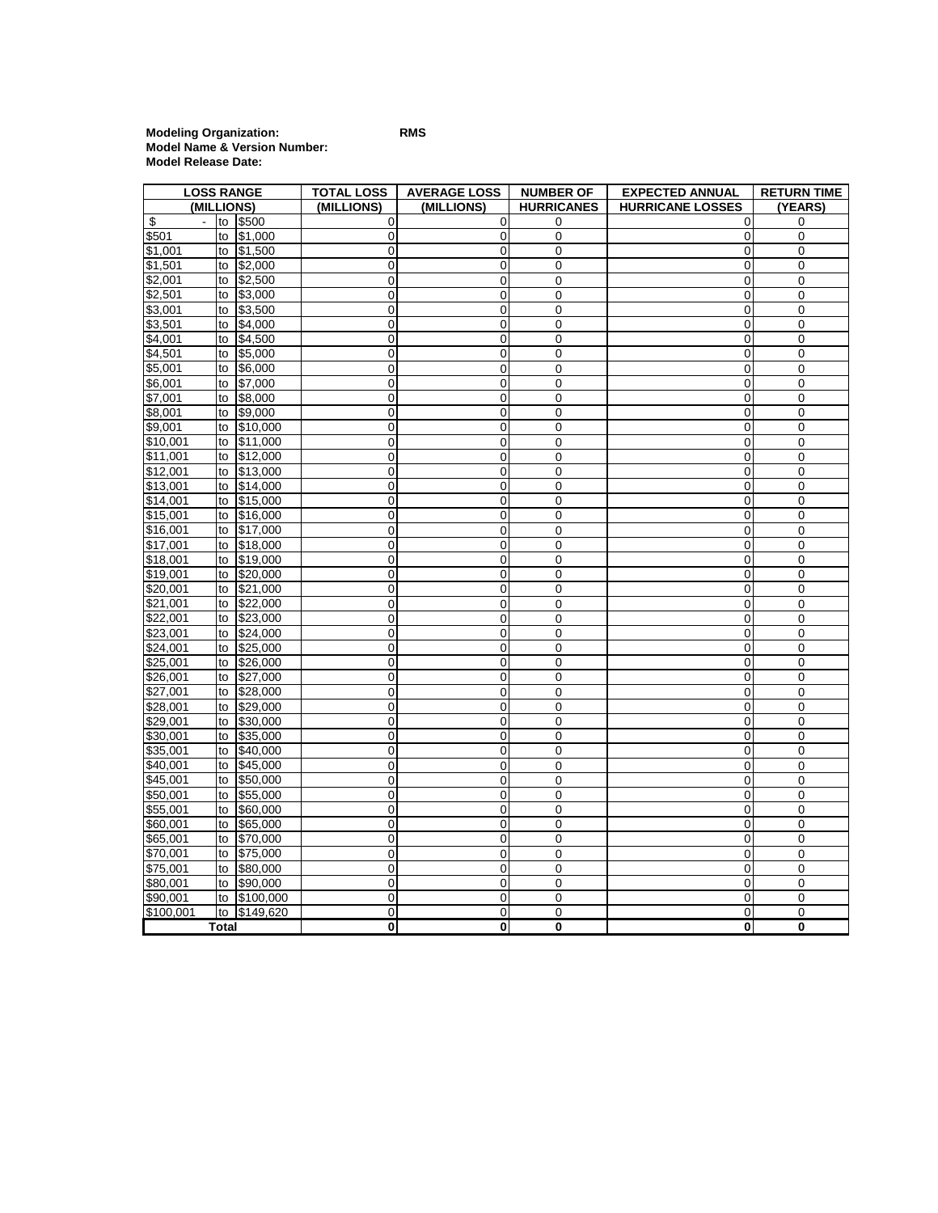**Modeling Organization:** **RMS**
**Model Name & Version Number:**
**Model Release Date:**

| LOSS RANGE (MILLIONS) | | | TOTAL LOSS (MILLIONS) | AVERAGE LOSS (MILLIONS) | NUMBER OF HURRICANES | EXPECTED ANNUAL HURRICANE LOSSES | RETURN TIME (YEARS) |
|---|---|---|---|---|---|---|---|
| $ - | to | $500 | 0 | 0 | 0 | 0 | 0 |
| $501 | to | $1,000 | 0 | 0 | 0 | 0 | 0 |
| $1,001 | to | $1,500 | 0 | 0 | 0 | 0 | 0 |
| $1,501 | to | $2,000 | 0 | 0 | 0 | 0 | 0 |
| $2,001 | to | $2,500 | 0 | 0 | 0 | 0 | 0 |
| $2,501 | to | $3,000 | 0 | 0 | 0 | 0 | 0 |
| $3,001 | to | $3,500 | 0 | 0 | 0 | 0 | 0 |
| $3,501 | to | $4,000 | 0 | 0 | 0 | 0 | 0 |
| $4,001 | to | $4,500 | 0 | 0 | 0 | 0 | 0 |
| $4,501 | to | $5,000 | 0 | 0 | 0 | 0 | 0 |
| $5,001 | to | $6,000 | 0 | 0 | 0 | 0 | 0 |
| $6,001 | to | $7,000 | 0 | 0 | 0 | 0 | 0 |
| $7,001 | to | $8,000 | 0 | 0 | 0 | 0 | 0 |
| $8,001 | to | $9,000 | 0 | 0 | 0 | 0 | 0 |
| $9,001 | to | $10,000 | 0 | 0 | 0 | 0 | 0 |
| $10,001 | to | $11,000 | 0 | 0 | 0 | 0 | 0 |
| $11,001 | to | $12,000 | 0 | 0 | 0 | 0 | 0 |
| $12,001 | to | $13,000 | 0 | 0 | 0 | 0 | 0 |
| $13,001 | to | $14,000 | 0 | 0 | 0 | 0 | 0 |
| $14,001 | to | $15,000 | 0 | 0 | 0 | 0 | 0 |
| $15,001 | to | $16,000 | 0 | 0 | 0 | 0 | 0 |
| $16,001 | to | $17,000 | 0 | 0 | 0 | 0 | 0 |
| $17,001 | to | $18,000 | 0 | 0 | 0 | 0 | 0 |
| $18,001 | to | $19,000 | 0 | 0 | 0 | 0 | 0 |
| $19,001 | to | $20,000 | 0 | 0 | 0 | 0 | 0 |
| $20,001 | to | $21,000 | 0 | 0 | 0 | 0 | 0 |
| $21,001 | to | $22,000 | 0 | 0 | 0 | 0 | 0 |
| $22,001 | to | $23,000 | 0 | 0 | 0 | 0 | 0 |
| $23,001 | to | $24,000 | 0 | 0 | 0 | 0 | 0 |
| $24,001 | to | $25,000 | 0 | 0 | 0 | 0 | 0 |
| $25,001 | to | $26,000 | 0 | 0 | 0 | 0 | 0 |
| $26,001 | to | $27,000 | 0 | 0 | 0 | 0 | 0 |
| $27,001 | to | $28,000 | 0 | 0 | 0 | 0 | 0 |
| $28,001 | to | $29,000 | 0 | 0 | 0 | 0 | 0 |
| $29,001 | to | $30,000 | 0 | 0 | 0 | 0 | 0 |
| $30,001 | to | $35,000 | 0 | 0 | 0 | 0 | 0 |
| $35,001 | to | $40,000 | 0 | 0 | 0 | 0 | 0 |
| $40,001 | to | $45,000 | 0 | 0 | 0 | 0 | 0 |
| $45,001 | to | $50,000 | 0 | 0 | 0 | 0 | 0 |
| $50,001 | to | $55,000 | 0 | 0 | 0 | 0 | 0 |
| $55,001 | to | $60,000 | 0 | 0 | 0 | 0 | 0 |
| $60,001 | to | $65,000 | 0 | 0 | 0 | 0 | 0 |
| $65,001 | to | $70,000 | 0 | 0 | 0 | 0 | 0 |
| $70,001 | to | $75,000 | 0 | 0 | 0 | 0 | 0 |
| $75,001 | to | $80,000 | 0 | 0 | 0 | 0 | 0 |
| $80,001 | to | $90,000 | 0 | 0 | 0 | 0 | 0 |
| $90,001 | to | $100,000 | 0 | 0 | 0 | 0 | 0 |
| $100,001 | to | $149,620 | 0 | 0 | 0 | 0 | 0 |
| **Total** | | | **0** | **0** | **0** | **0** | **0** |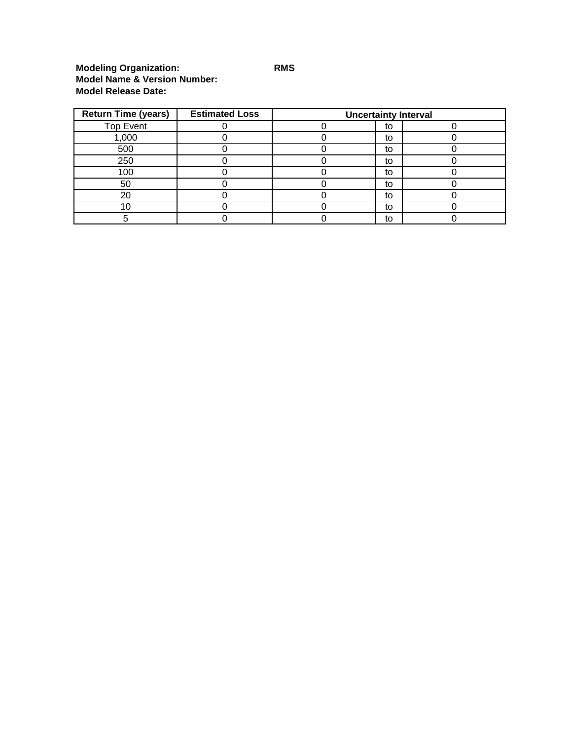**Modeling Organization:** **RMS**
**Model Name & Version Number:**
**Model Release Date:**

| Return Time (years) | Estimated Loss | Uncertainty Interval | | |
|---|---|---|---|---|
| Top Event | 0 | 0 | to | 0 |
| 1,000 | 0 | 0 | to | 0 |
| 500 | 0 | 0 | to | 0 |
| 250 | 0 | 0 | to | 0 |
| 100 | 0 | 0 | to | 0 |
| 50 | 0 | 0 | to | 0 |
| 20 | 0 | 0 | to | 0 |
| 10 | 0 | 0 | to | 0 |
| 5 | 0 | 0 | to | 0 |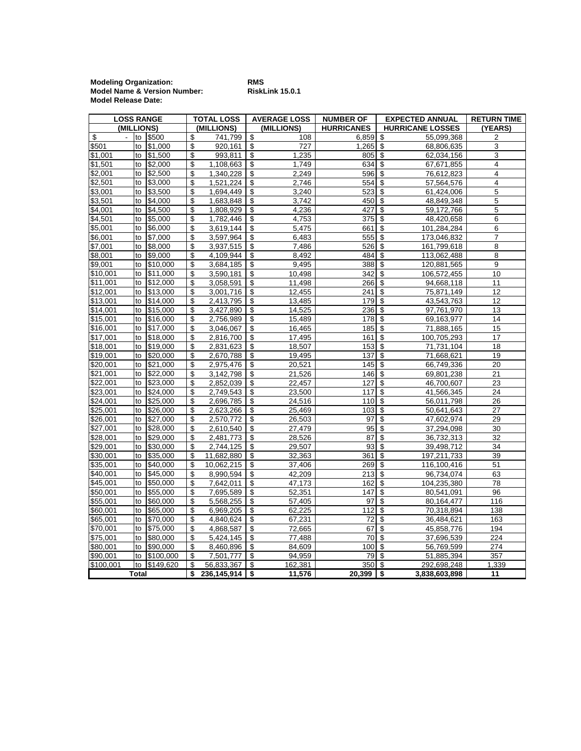**Modeling Organization:** RMS
**Model Name & Version Number:** RiskLink 15.0.1
**Model Release Date:**

| LOSS RANGE (MILLIONS) | TOTAL LOSS (MILLIONS) | AVERAGE LOSS (MILLIONS) | NUMBER OF HURRICANES | EXPECTED ANNUAL HURRICANE LOSSES | RETURN TIME (YEARS) |
|---|---|---|---|---|---|
| $ - to $500 | $ 741,799 | $ 108 | 6,859 | $ 55,099,368 | 2 |
| $501 to $1,000 | $ 920,161 | $ 727 | 1,265 | $ 68,806,635 | 3 |
| $1,001 to $1,500 | $ 993,811 | $ 1,235 | 805 | $ 62,034,156 | 3 |
| $1,501 to $2,000 | $ 1,108,663 | $ 1,749 | 634 | $ 67,671,855 | 4 |
| $2,001 to $2,500 | $ 1,340,228 | $ 2,249 | 596 | $ 76,612,823 | 4 |
| $2,501 to $3,000 | $ 1,521,224 | $ 2,746 | 554 | $ 57,564,576 | 4 |
| $3,001 to $3,500 | $ 1,694,449 | $ 3,240 | 523 | $ 61,424,006 | 5 |
| $3,501 to $4,000 | $ 1,683,848 | $ 3,742 | 450 | $ 48,849,348 | 5 |
| $4,001 to $4,500 | $ 1,808,929 | $ 4,236 | 427 | $ 59,172,766 | 5 |
| $4,501 to $5,000 | $ 1,782,446 | $ 4,753 | 375 | $ 48,420,658 | 6 |
| $5,001 to $6,000 | $ 3,619,144 | $ 5,475 | 661 | $ 101,284,284 | 6 |
| $6,001 to $7,000 | $ 3,597,964 | $ 6,483 | 555 | $ 173,046,832 | 7 |
| $7,001 to $8,000 | $ 3,937,515 | $ 7,486 | 526 | $ 161,799,618 | 8 |
| $8,001 to $9,000 | $ 4,109,944 | $ 8,492 | 484 | $ 113,062,488 | 8 |
| $9,001 to $10,000 | $ 3,684,185 | $ 9,495 | 388 | $ 120,881,565 | 9 |
| $10,001 to $11,000 | $ 3,590,181 | $ 10,498 | 342 | $ 106,572,455 | 10 |
| $11,001 to $12,000 | $ 3,058,591 | $ 11,498 | 266 | $ 94,668,118 | 11 |
| $12,001 to $13,000 | $ 3,001,716 | $ 12,455 | 241 | $ 75,871,149 | 12 |
| $13,001 to $14,000 | $ 2,413,795 | $ 13,485 | 179 | $ 43,543,763 | 12 |
| $14,001 to $15,000 | $ 3,427,890 | $ 14,525 | 236 | $ 97,761,970 | 13 |
| $15,001 to $16,000 | $ 2,756,989 | $ 15,489 | 178 | $ 69,163,977 | 14 |
| $16,001 to $17,000 | $ 3,046,067 | $ 16,465 | 185 | $ 71,888,165 | 15 |
| $17,001 to $18,000 | $ 2,816,700 | $ 17,495 | 161 | $ 100,705,293 | 17 |
| $18,001 to $19,000 | $ 2,831,623 | $ 18,507 | 153 | $ 71,731,104 | 18 |
| $19,001 to $20,000 | $ 2,670,788 | $ 19,495 | 137 | $ 71,668,621 | 19 |
| $20,001 to $21,000 | $ 2,975,476 | $ 20,521 | 145 | $ 66,749,336 | 20 |
| $21,001 to $22,000 | $ 3,142,798 | $ 21,526 | 146 | $ 69,801,238 | 21 |
| $22,001 to $23,000 | $ 2,852,039 | $ 22,457 | 127 | $ 46,700,607 | 23 |
| $23,001 to $24,000 | $ 2,749,543 | $ 23,500 | 117 | $ 41,566,345 | 24 |
| $24,001 to $25,000 | $ 2,696,785 | $ 24,516 | 110 | $ 56,011,798 | 26 |
| $25,001 to $26,000 | $ 2,623,266 | $ 25,469 | 103 | $ 50,641,643 | 27 |
| $26,001 to $27,000 | $ 2,570,772 | $ 26,503 | 97 | $ 47,602,974 | 29 |
| $27,001 to $28,000 | $ 2,610,540 | $ 27,479 | 95 | $ 37,294,098 | 30 |
| $28,001 to $29,000 | $ 2,481,773 | $ 28,526 | 87 | $ 36,732,313 | 32 |
| $29,001 to $30,000 | $ 2,744,125 | $ 29,507 | 93 | $ 39,498,712 | 34 |
| $30,001 to $35,000 | $ 11,682,880 | $ 32,363 | 361 | $ 197,211,733 | 39 |
| $35,001 to $40,000 | $ 10,062,215 | $ 37,406 | 269 | $ 116,100,416 | 51 |
| $40,001 to $45,000 | $ 8,990,594 | $ 42,209 | 213 | $ 96,734,074 | 63 |
| $45,001 to $50,000 | $ 7,642,011 | $ 47,173 | 162 | $ 104,235,380 | 78 |
| $50,001 to $55,000 | $ 7,695,589 | $ 52,351 | 147 | $ 80,541,091 | 96 |
| $55,001 to $60,000 | $ 5,568,255 | $ 57,405 | 97 | $ 80,164,477 | 116 |
| $60,001 to $65,000 | $ 6,969,205 | $ 62,225 | 112 | $ 70,318,894 | 138 |
| $65,001 to $70,000 | $ 4,840,624 | $ 67,231 | 72 | $ 36,484,621 | 163 |
| $70,001 to $75,000 | $ 4,868,587 | $ 72,665 | 67 | $ 45,858,776 | 194 |
| $75,001 to $80,000 | $ 5,424,145 | $ 77,488 | 70 | $ 37,696,539 | 224 |
| $80,001 to $90,000 | $ 8,460,896 | $ 84,609 | 100 | $ 56,769,599 | 274 |
| $90,001 to $100,000 | $ 7,501,777 | $ 94,959 | 79 | $ 51,885,394 | 357 |
| $100,001 to $149,620 | $ 56,833,367 | $ 162,381 | 350 | $ 292,698,248 | 1,339 |
| **Total** | **$ 236,145,914** | **$ 11,576** | **20,399** | **$ 3,838,603,898** | **11** |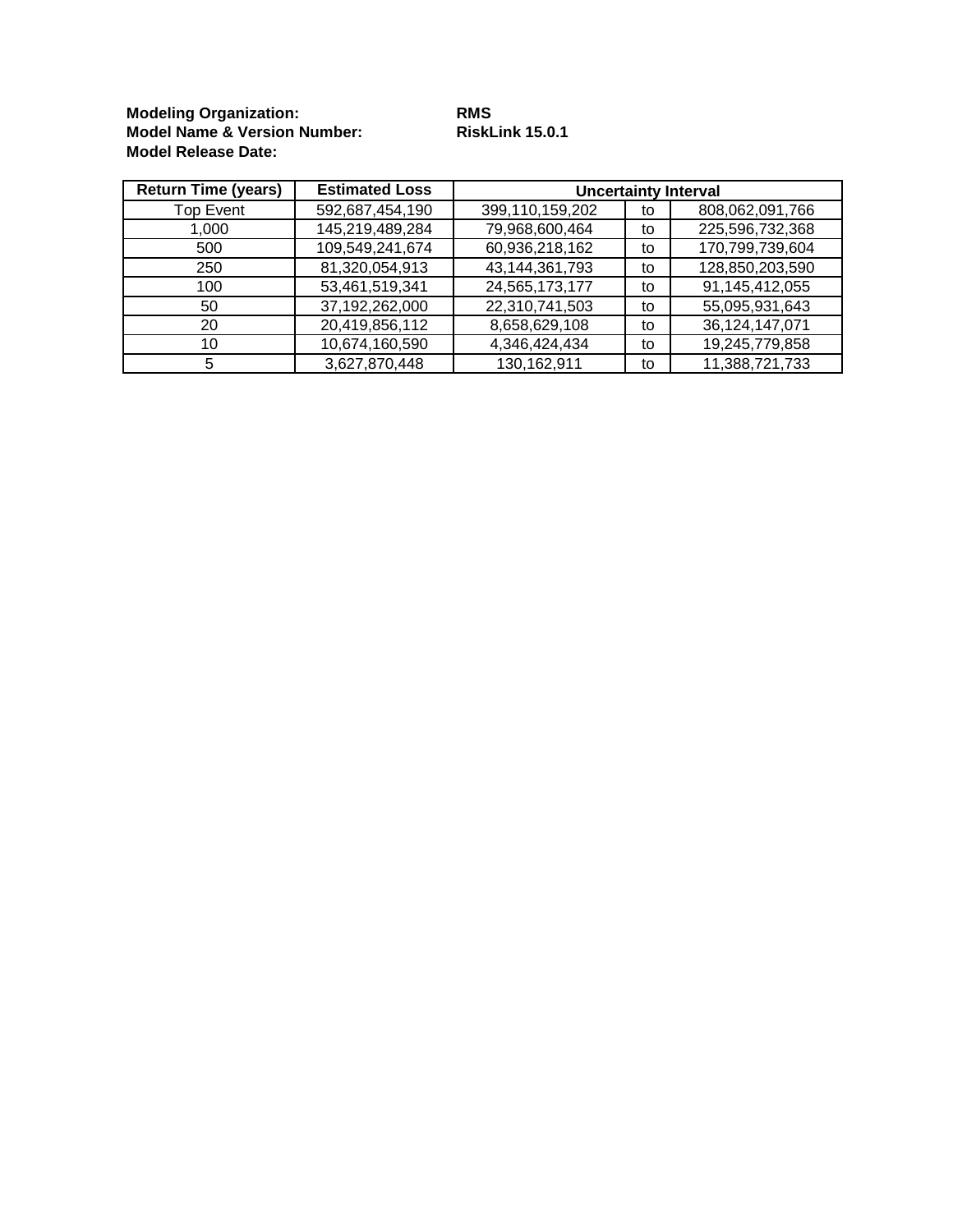**Modeling Organization:** RMS
**Model Name & Version Number:** RiskLink 15.0.1
**Model Release Date:**

| Return Time (years) | Estimated Loss | Uncertainty Interval | | |
|---|---|---|---|---|
| Top Event | 592,687,454,190 | 399,110,159,202 | to | 808,062,091,766 |
| 1,000 | 145,219,489,284 | 79,968,600,464 | to | 225,596,732,368 |
| 500 | 109,549,241,674 | 60,936,218,162 | to | 170,799,739,604 |
| 250 | 81,320,054,913 | 43,144,361,793 | to | 128,850,203,590 |
| 100 | 53,461,519,341 | 24,565,173,177 | to | 91,145,412,055 |
| 50 | 37,192,262,000 | 22,310,741,503 | to | 55,095,931,643 |
| 20 | 20,419,856,112 | 8,658,629,108 | to | 36,124,147,071 |
| 10 | 10,674,160,590 | 4,346,424,434 | to | 19,245,779,858 |
| 5 | 3,627,870,448 | 130,162,911 | to | 11,388,721,733 |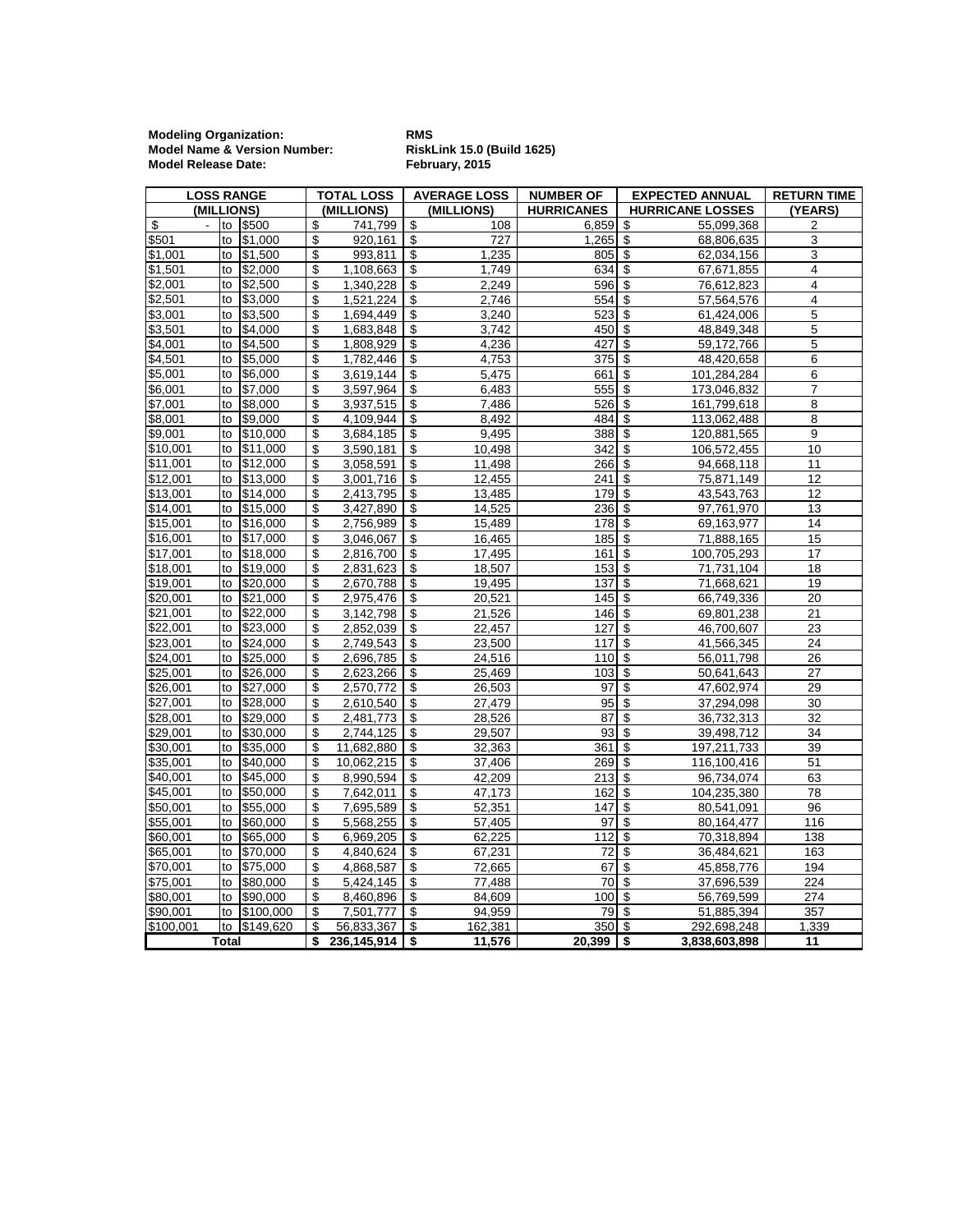**Modeling Organization:** RMS
**Model Name & Version Number:** RiskLink 15.0 (Build 1625)
**Model Release Date:** February, 2015

| LOSS RANGE (MILLIONS) | | | TOTAL LOSS (MILLIONS) | AVERAGE LOSS (MILLIONS) | NUMBER OF HURRICANES | EXPECTED ANNUAL HURRICANE LOSSES | RETURN TIME (YEARS) |
|---|---|---|---|---|---|---|---|
| $ - | to | $500 | $ 741,799 | $ 108 | 6,859 | $ 55,099,368 | 2 |
| $501 | to | $1,000 | $ 920,161 | $ 727 | 1,265 | $ 68,806,635 | 3 |
| $1,001 | to | $1,500 | $ 993,811 | $ 1,235 | 805 | $ 62,034,156 | 3 |
| $1,501 | to | $2,000 | $ 1,108,663 | $ 1,749 | 634 | $ 67,671,855 | 4 |
| $2,001 | to | $2,500 | $ 1,340,228 | $ 2,249 | 596 | $ 76,612,823 | 4 |
| $2,501 | to | $3,000 | $ 1,521,224 | $ 2,746 | 554 | $ 57,564,576 | 4 |
| $3,001 | to | $3,500 | $ 1,694,449 | $ 3,240 | 523 | $ 61,424,006 | 5 |
| $3,501 | to | $4,000 | $ 1,683,848 | $ 3,742 | 450 | $ 48,849,348 | 5 |
| $4,001 | to | $4,500 | $ 1,808,929 | $ 4,236 | 427 | $ 59,172,766 | 5 |
| $4,501 | to | $5,000 | $ 1,782,446 | $ 4,753 | 375 | $ 48,420,658 | 6 |
| $5,001 | to | $6,000 | $ 3,619,144 | $ 5,475 | 661 | $ 101,284,284 | 6 |
| $6,001 | to | $7,000 | $ 3,597,964 | $ 6,483 | 555 | $ 173,046,832 | 7 |
| $7,001 | to | $8,000 | $ 3,937,515 | $ 7,486 | 526 | $ 161,799,618 | 8 |
| $8,001 | to | $9,000 | $ 4,109,944 | $ 8,492 | 484 | $ 113,062,488 | 8 |
| $9,001 | to | $10,000 | $ 3,684,185 | $ 9,495 | 388 | $ 120,881,565 | 9 |
| $10,001 | to | $11,000 | $ 3,590,181 | $ 10,498 | 342 | $ 106,572,455 | 10 |
| $11,001 | to | $12,000 | $ 3,058,591 | $ 11,498 | 266 | $ 94,668,118 | 11 |
| $12,001 | to | $13,000 | $ 3,001,716 | $ 12,455 | 241 | $ 75,871,149 | 12 |
| $13,001 | to | $14,000 | $ 2,413,795 | $ 13,485 | 179 | $ 43,543,763 | 12 |
| $14,001 | to | $15,000 | $ 3,427,890 | $ 14,525 | 236 | $ 97,761,970 | 13 |
| $15,001 | to | $16,000 | $ 2,756,989 | $ 15,489 | 178 | $ 69,163,977 | 14 |
| $16,001 | to | $17,000 | $ 3,046,067 | $ 16,465 | 185 | $ 71,888,165 | 15 |
| $17,001 | to | $18,000 | $ 2,816,700 | $ 17,495 | 161 | $ 100,705,293 | 17 |
| $18,001 | to | $19,000 | $ 2,831,623 | $ 18,507 | 153 | $ 71,731,104 | 18 |
| $19,001 | to | $20,000 | $ 2,670,788 | $ 19,495 | 137 | $ 71,668,621 | 19 |
| $20,001 | to | $21,000 | $ 2,975,476 | $ 20,521 | 145 | $ 66,749,336 | 20 |
| $21,001 | to | $22,000 | $ 3,142,798 | $ 21,526 | 146 | $ 69,801,238 | 21 |
| $22,001 | to | $23,000 | $ 2,852,039 | $ 22,457 | 127 | $ 46,700,607 | 23 |
| $23,001 | to | $24,000 | $ 2,749,543 | $ 23,500 | 117 | $ 41,566,345 | 24 |
| $24,001 | to | $25,000 | $ 2,696,785 | $ 24,516 | 110 | $ 56,011,798 | 26 |
| $25,001 | to | $26,000 | $ 2,623,266 | $ 25,469 | 103 | $ 50,641,643 | 27 |
| $26,001 | to | $27,000 | $ 2,570,772 | $ 26,503 | 97 | $ 47,602,974 | 29 |
| $27,001 | to | $28,000 | $ 2,610,540 | $ 27,479 | 95 | $ 37,294,098 | 30 |
| $28,001 | to | $29,000 | $ 2,481,773 | $ 28,526 | 87 | $ 36,732,313 | 32 |
| $29,001 | to | $30,000 | $ 2,744,125 | $ 29,507 | 93 | $ 39,498,712 | 34 |
| $30,001 | to | $35,000 | $ 11,682,880 | $ 32,363 | 361 | $ 197,211,733 | 39 |
| $35,001 | to | $40,000 | $ 10,062,215 | $ 37,406 | 269 | $ 116,100,416 | 51 |
| $40,001 | to | $45,000 | $ 8,990,594 | $ 42,209 | 213 | $ 96,734,074 | 63 |
| $45,001 | to | $50,000 | $ 7,642,011 | $ 47,173 | 162 | $ 104,235,380 | 78 |
| $50,001 | to | $55,000 | $ 7,695,589 | $ 52,351 | 147 | $ 80,541,091 | 96 |
| $55,001 | to | $60,000 | $ 5,568,255 | $ 57,405 | 97 | $ 80,164,477 | 116 |
| $60,001 | to | $65,000 | $ 6,969,205 | $ 62,225 | 112 | $ 70,318,894 | 138 |
| $65,001 | to | $70,000 | $ 4,840,624 | $ 67,231 | 72 | $ 36,484,621 | 163 |
| $70,001 | to | $75,000 | $ 4,868,587 | $ 72,665 | 67 | $ 45,858,776 | 194 |
| $75,001 | to | $80,000 | $ 5,424,145 | $ 77,488 | 70 | $ 37,696,539 | 224 |
| $80,001 | to | $90,000 | $ 8,460,896 | $ 84,609 | 100 | $ 56,769,599 | 274 |
| $90,001 | to | $100,000 | $ 7,501,777 | $ 94,959 | 79 | $ 51,885,394 | 357 |
| $100,001 | to | $149,620 | $ 56,833,367 | $ 162,381 | 350 | $ 292,698,248 | 1,339 |
| **Total** | | | **$ 236,145,914** | **$ 11,576** | **20,399** | **$ 3,838,603,898** | **11** |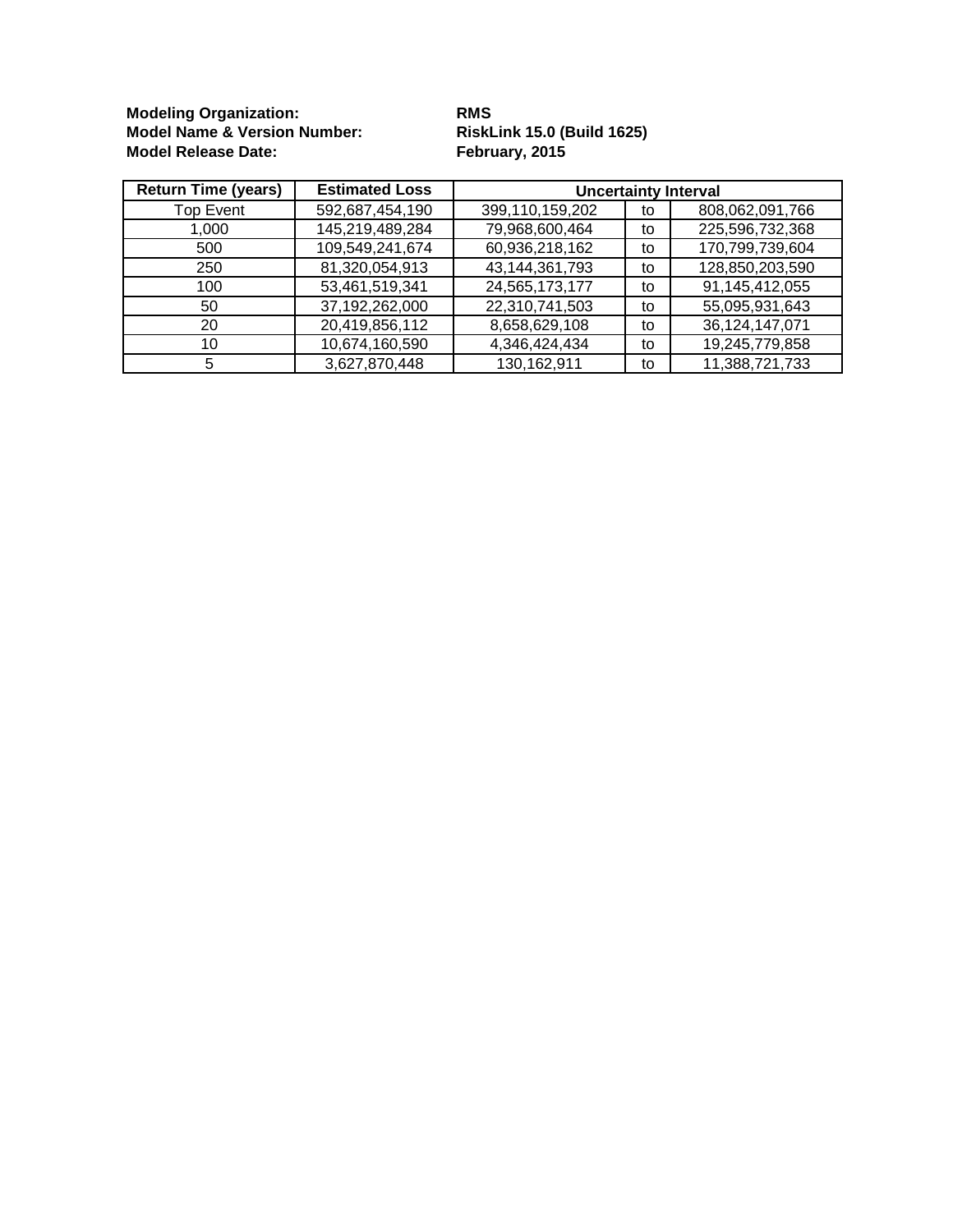**Modeling Organization:** **RMS**
**Model Name & Version Number:** **RiskLink 15.0 (Build 1625)**
**Model Release Date:** **February, 2015**

| Return Time (years) | Estimated Loss | Uncertainty Interval | | |
|---|---|---|---|---|
| Top Event | 592,687,454,190 | 399,110,159,202 | to | 808,062,091,766 |
| 1,000 | 145,219,489,284 | 79,968,600,464 | to | 225,596,732,368 |
| 500 | 109,549,241,674 | 60,936,218,162 | to | 170,799,739,604 |
| 250 | 81,320,054,913 | 43,144,361,793 | to | 128,850,203,590 |
| 100 | 53,461,519,341 | 24,565,173,177 | to | 91,145,412,055 |
| 50 | 37,192,262,000 | 22,310,741,503 | to | 55,095,931,643 |
| 20 | 20,419,856,112 | 8,658,629,108 | to | 36,124,147,071 |
| 10 | 10,674,160,590 | 4,346,424,434 | to | 19,245,779,858 |
| 5 | 3,627,870,448 | 130,162,911 | to | 11,388,721,733 |